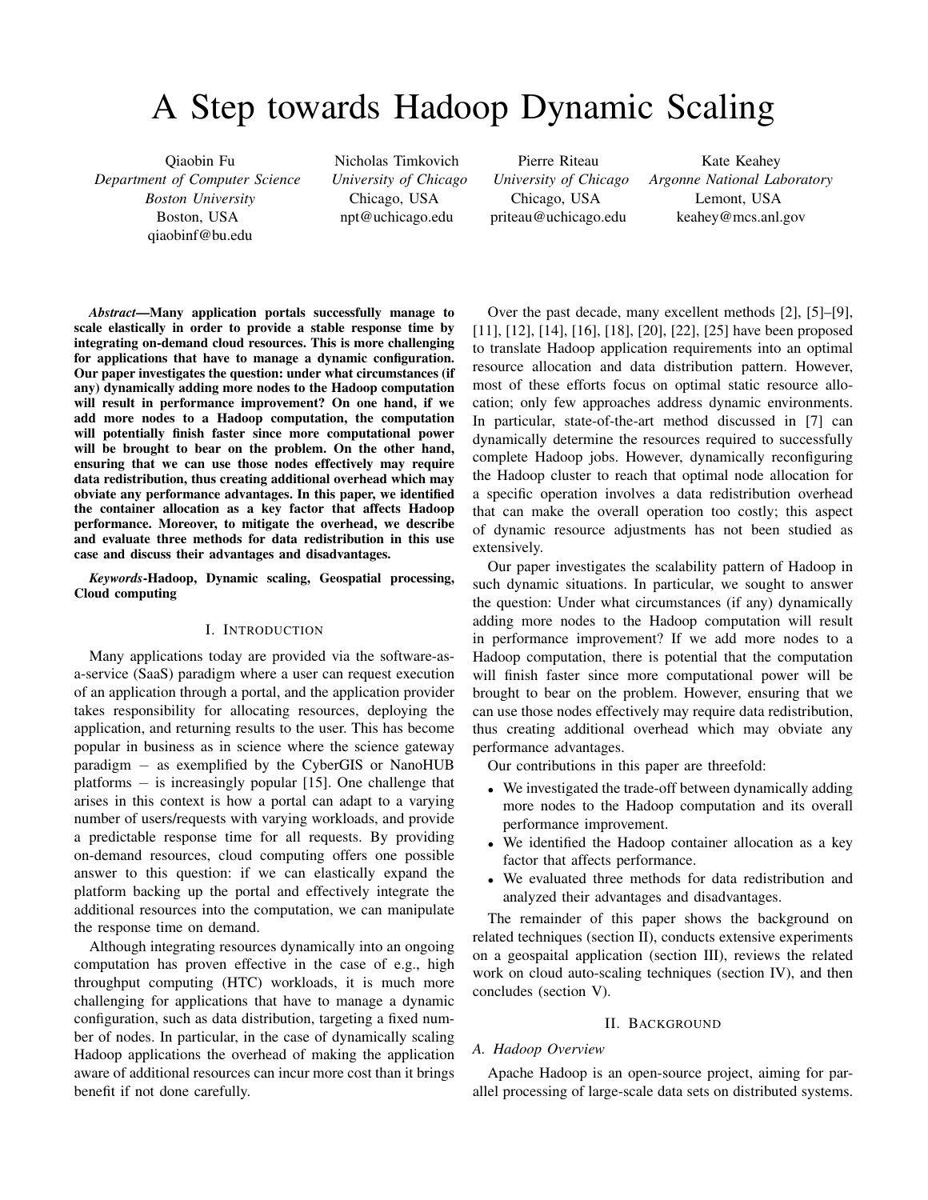# A Step towards Hadoop Dynamic Scaling

Qiaobin Fu
*Department of Computer Science*
*Boston University*
Boston, USA
qiaobinf@bu.edu

Nicholas Timkovich
*University of Chicago*
Chicago, USA
npt@uchicago.edu

Pierre Riteau
*University of Chicago*
Chicago, USA
priteau@uchicago.edu

Kate Keahey
*Argonne National Laboratory*
Lemont, USA
keahey@mcs.anl.gov

***Abstract*—Many application portals successfully manage to scale elastically in order to provide a stable response time by integrating on-demand cloud resources. This is more challenging for applications that have to manage a dynamic configuration. Our paper investigates the question: under what circumstances (if any) dynamically adding more nodes to the Hadoop computation will result in performance improvement? On one hand, if we add more nodes to a Hadoop computation, the computation will potentially finish faster since more computational power will be brought to bear on the problem. On the other hand, ensuring that we can use those nodes effectively may require data redistribution, thus creating additional overhead which may obviate any performance advantages. In this paper, we identified the container allocation as a key factor that affects Hadoop performance. Moreover, to mitigate the overhead, we describe and evaluate three methods for data redistribution in this use case and discuss their advantages and disadvantages.**

***Keywords*-Hadoop, Dynamic scaling, Geospatial processing, Cloud computing**

## I. Introduction

Many applications today are provided via the software-as-a-service (SaaS) paradigm where a user can request execution of an application through a portal, and the application provider takes responsibility for allocating resources, deploying the application, and returning results to the user. This has become popular in business as in science where the science gateway paradigm – as exemplified by the CyberGIS or NanoHUB platforms – is increasingly popular [15]. One challenge that arises in this context is how a portal can adapt to a varying number of users/requests with varying workloads, and provide a predictable response time for all requests. By providing on-demand resources, cloud computing offers one possible answer to this question: if we can elastically expand the platform backing up the portal and effectively integrate the additional resources into the computation, we can manipulate the response time on demand.

Although integrating resources dynamically into an ongoing computation has proven effective in the case of e.g., high throughput computing (HTC) workloads, it is much more challenging for applications that have to manage a dynamic configuration, such as data distribution, targeting a fixed number of nodes. In particular, in the case of dynamically scaling Hadoop applications the overhead of making the application aware of additional resources can incur more cost than it brings benefit if not done carefully.

Over the past decade, many excellent methods [2], [5]–[9], [11], [12], [14], [16], [18], [20], [22], [25] have been proposed to translate Hadoop application requirements into an optimal resource allocation and data distribution pattern. However, most of these efforts focus on optimal static resource allocation; only few approaches address dynamic environments. In particular, state-of-the-art method discussed in [7] can dynamically determine the resources required to successfully complete Hadoop jobs. However, dynamically reconfiguring the Hadoop cluster to reach that optimal node allocation for a specific operation involves a data redistribution overhead that can make the overall operation too costly; this aspect of dynamic resource adjustments has not been studied as extensively.

Our paper investigates the scalability pattern of Hadoop in such dynamic situations. In particular, we sought to answer the question: Under what circumstances (if any) dynamically adding more nodes to the Hadoop computation will result in performance improvement? If we add more nodes to a Hadoop computation, there is potential that the computation will finish faster since more computational power will be brought to bear on the problem. However, ensuring that we can use those nodes effectively may require data redistribution, thus creating additional overhead which may obviate any performance advantages.

Our contributions in this paper are threefold:

- We investigated the trade-off between dynamically adding more nodes to the Hadoop computation and its overall performance improvement.
- We identified the Hadoop container allocation as a key factor that affects performance.
- We evaluated three methods for data redistribution and analyzed their advantages and disadvantages.

The remainder of this paper shows the background on related techniques (section II), conducts extensive experiments on a geospaital application (section III), reviews the related work on cloud auto-scaling techniques (section IV), and then concludes (section V).

## II. Background

### A. Hadoop Overview

Apache Hadoop is an open-source project, aiming for parallel processing of large-scale data sets on distributed systems.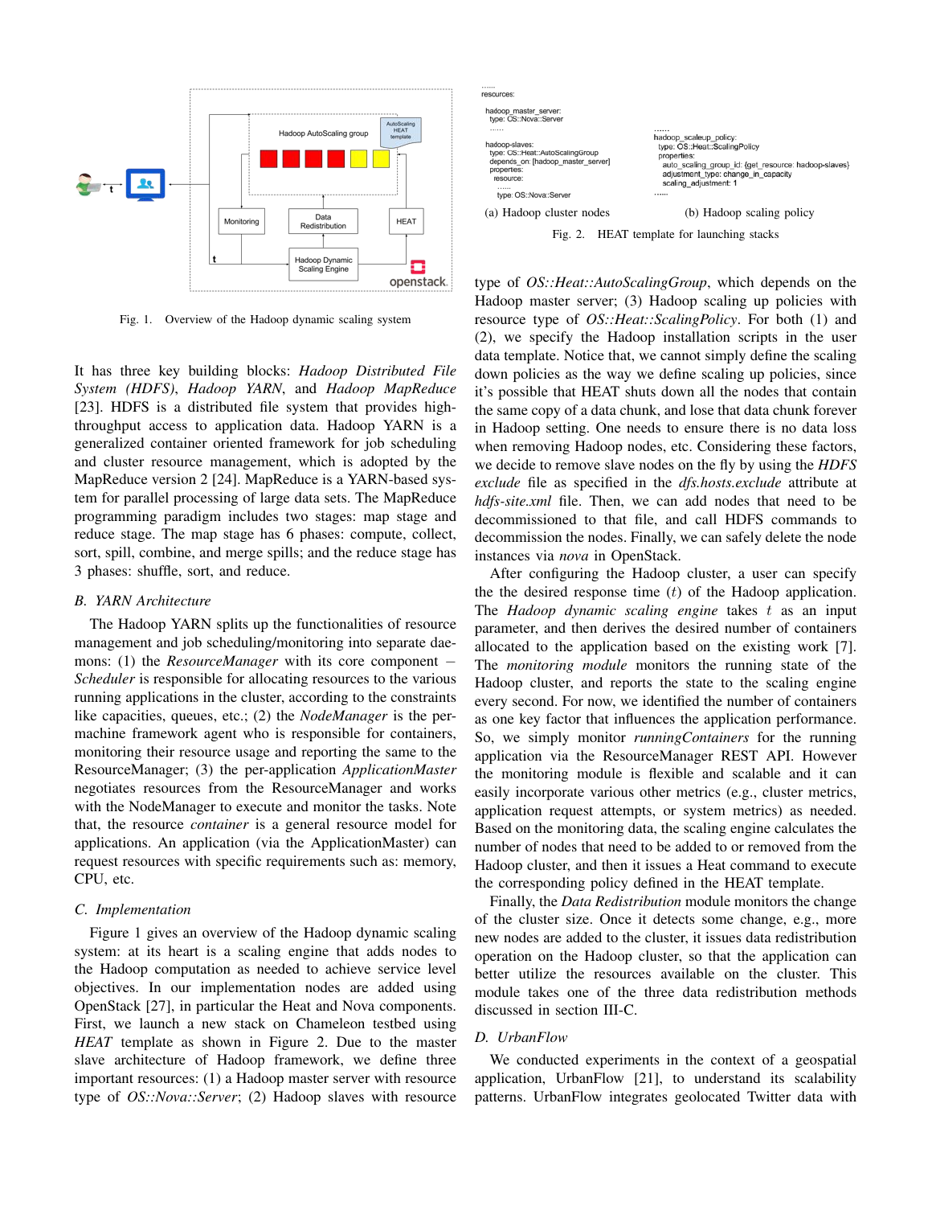Hadoop AutoScaling group

AutoScaling HEAT template

t

t

Monitoring

Data Redistribution

HEAT

Hadoop Dynamic Scaling Engine

openstack.

Fig. 1. Overview of the Hadoop dynamic scaling system

It has three key building blocks: *Hadoop Distributed File System (HDFS)*, *Hadoop YARN*, and *Hadoop MapReduce* [23]. HDFS is a distributed file system that provides high-throughput access to application data. Hadoop YARN is a generalized container oriented framework for job scheduling and cluster resource management, which is adopted by the MapReduce version 2 [24]. MapReduce is a YARN-based system for parallel processing of large data sets. The MapReduce programming paradigm includes two stages: map stage and reduce stage. The map stage has 6 phases: compute, collect, sort, spill, combine, and merge spills; and the reduce stage has 3 phases: shuffle, sort, and reduce.

### B. YARN Architecture

The Hadoop YARN splits up the functionalities of resource management and job scheduling/monitoring into separate daemons: (1) the *ResourceManager* with its core component – *Scheduler* is responsible for allocating resources to the various running applications in the cluster, according to the constraints like capacities, queues, etc.; (2) the *NodeManager* is the per-machine framework agent who is responsible for containers, monitoring their resource usage and reporting the same to the ResourceManager; (3) the per-application *ApplicationMaster* negotiates resources from the ResourceManager and works with the NodeManager to execute and monitor the tasks. Note that, the resource *container* is a general resource model for applications. An application (via the ApplicationMaster) can request resources with specific requirements such as: memory, CPU, etc.

### C. Implementation

Figure 1 gives an overview of the Hadoop dynamic scaling system: at its heart is a scaling engine that adds nodes to the Hadoop computation as needed to achieve service level objectives. In our implementation nodes are added using OpenStack [27], in particular the Heat and Nova components. First, we launch a new stack on Chameleon testbed using *HEAT* template as shown in Figure 2. Due to the master slave architecture of Hadoop framework, we define three important resources: (1) a Hadoop master server with resource type of *OS::Nova::Server*; (2) Hadoop slaves with resource

```
......
resources:

 hadoop_master_server:
   type: OS::Nova::Server
   ......

 hadoop-slaves:
   type: OS::Heat::AutoScalingGroup
   depends_on: [hadoop_master_server]
   properties:
    resource:
      ......
      type: OS::Nova::Server
```

(a) Hadoop cluster nodes

```
......
hadoop_scaleup_policy:
  type: OS::Heat::ScalingPolicy
  properties:
    auto_scaling_group_id: {get_resource: hadoop-slaves}
    adjustment_type: change_in_capacity
    scaling_adjustment: 1
......
```

(b) Hadoop scaling policy

Fig. 2. HEAT template for launching stacks

type of *OS::Heat::AutoScalingGroup*, which depends on the Hadoop master server; (3) Hadoop scaling up policies with resource type of *OS::Heat::ScalingPolicy*. For both (1) and (2), we specify the Hadoop installation scripts in the user data template. Notice that, we cannot simply define the scaling down policies as the way we define scaling up policies, since it's possible that HEAT shuts down all the nodes that contain the same copy of a data chunk, and lose that data chunk forever in Hadoop setting. One needs to ensure there is no data loss when removing Hadoop nodes, etc. Considering these factors, we decide to remove slave nodes on the fly by using the *HDFS exclude* file as specified in the *dfs.hosts.exclude* attribute at *hdfs-site.xml* file. Then, we can add nodes that need to be decommissioned to that file, and call HDFS commands to decommission the nodes. Finally, we can safely delete the node instances via *nova* in OpenStack.

After configuring the Hadoop cluster, a user can specify the the desired response time ($t$) of the Hadoop application. The *Hadoop dynamic scaling engine* takes $t$ as an input parameter, and then derives the desired number of containers allocated to the application based on the existing work [7]. The *monitoring module* monitors the running state of the Hadoop cluster, and reports the state to the scaling engine every second. For now, we identified the number of containers as one key factor that influences the application performance. So, we simply monitor *runningContainers* for the running application via the ResourceManager REST API. However the monitoring module is flexible and scalable and it can easily incorporate various other metrics (e.g., cluster metrics, application request attempts, or system metrics) as needed. Based on the monitoring data, the scaling engine calculates the number of nodes that need to be added to or removed from the Hadoop cluster, and then it issues a Heat command to execute the corresponding policy defined in the HEAT template.

Finally, the *Data Redistribution* module monitors the change of the cluster size. Once it detects some change, e.g., more new nodes are added to the cluster, it issues data redistribution operation on the Hadoop cluster, so that the application can better utilize the resources available on the cluster. This module takes one of the three data redistribution methods discussed in section III-C.

### D. UrbanFlow

We conducted experiments in the context of a geospatial application, UrbanFlow [21], to understand its scalability patterns. UrbanFlow integrates geolocated Twitter data with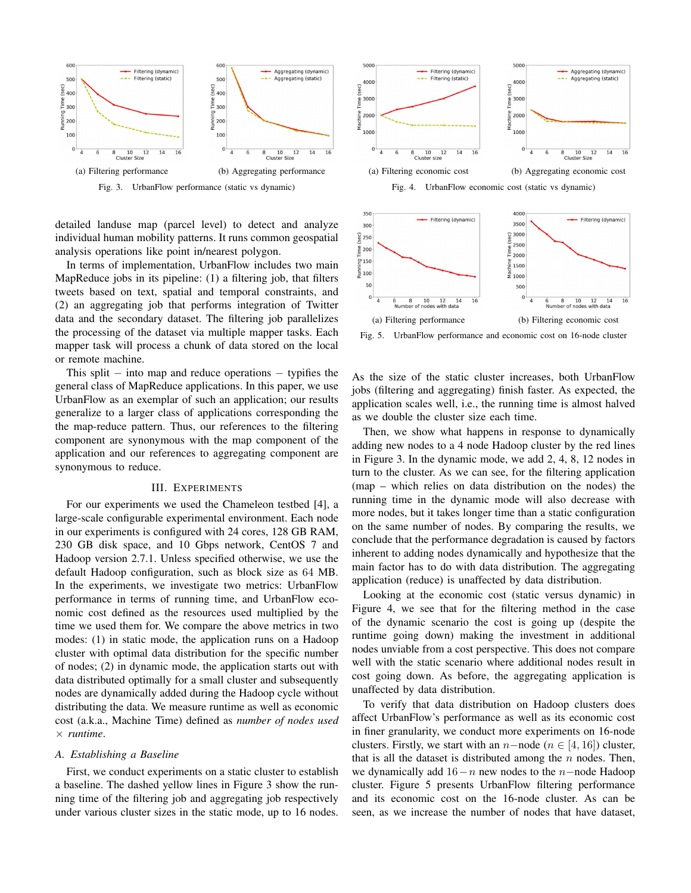(a) Filtering performance

(b) Aggregating performance

Fig. 3. UrbanFlow performance (static vs dynamic)

(a) Filtering economic cost

(b) Aggregating economic cost

Fig. 4. UrbanFlow economic cost (static vs dynamic)

(a) Filtering performance

(b) Filtering economic cost

Fig. 5. UrbanFlow performance and economic cost on 16-node cluster

detailed landuse map (parcel level) to detect and analyze individual human mobility patterns. It runs common geospatial analysis operations like point in/nearest polygon.

In terms of implementation, UrbanFlow includes two main MapReduce jobs in its pipeline: (1) a filtering job, that filters tweets based on text, spatial and temporal constraints, and (2) an aggregating job that performs integration of Twitter data and the secondary dataset. The filtering job parallelizes the processing of the dataset via multiple mapper tasks. Each mapper task will process a chunk of data stored on the local or remote machine.

This split – into map and reduce operations – typifies the general class of MapReduce applications. In this paper, we use UrbanFlow as an exemplar of such an application; our results generalize to a larger class of applications corresponding the the map-reduce pattern. Thus, our references to the filtering component are synonymous with the map component of the application and our references to aggregating component are synonymous to reduce.

## III. Experiments

For our experiments we used the Chameleon testbed [4], a large-scale configurable experimental environment. Each node in our experiments is configured with 24 cores, 128 GB RAM, 230 GB disk space, and 10 Gbps network, CentOS 7 and Hadoop version 2.7.1. Unless specified otherwise, we use the default Hadoop configuration, such as block size as 64 MB. In the experiments, we investigate two metrics: UrbanFlow performance in terms of running time, and UrbanFlow economic cost defined as the resources used multiplied by the time we used them for. We compare the above metrics in two modes: (1) in static mode, the application runs on a Hadoop cluster with optimal data distribution for the specific number of nodes; (2) in dynamic mode, the application starts out with data distributed optimally for a small cluster and subsequently nodes are dynamically added during the Hadoop cycle without distributing the data. We measure runtime as well as economic cost (a.k.a., Machine Time) defined as *number of nodes used* $\times$ *runtime*.

### A. Establishing a Baseline

First, we conduct experiments on a static cluster to establish a baseline. The dashed yellow lines in Figure 3 show the running time of the filtering job and aggregating job respectively under various cluster sizes in the static mode, up to 16 nodes. As the size of the static cluster increases, both UrbanFlow jobs (filtering and aggregating) finish faster. As expected, the application scales well, i.e., the running time is almost halved as we double the cluster size each time.

Then, we show what happens in response to dynamically adding new nodes to a 4 node Hadoop cluster by the red lines in Figure 3. In the dynamic mode, we add 2, 4, 8, 12 nodes in turn to the cluster. As we can see, for the filtering application (map – which relies on data distribution on the nodes) the running time in the dynamic mode will also decrease with more nodes, but it takes longer time than a static configuration on the same number of nodes. By comparing the results, we conclude that the performance degradation is caused by factors inherent to adding nodes dynamically and hypothesize that the main factor has to do with data distribution. The aggregating application (reduce) is unaffected by data distribution.

Looking at the economic cost (static versus dynamic) in Figure 4, we see that for the filtering method in the case of the dynamic scenario the cost is going up (despite the runtime going down) making the investment in additional nodes unviable from a cost perspective. This does not compare well with the static scenario where additional nodes result in cost going down. As before, the aggregating application is unaffected by data distribution.

To verify that data distribution on Hadoop clusters does affect UrbanFlow's performance as well as its economic cost in finer granularity, we conduct more experiments on 16-node clusters. Firstly, we start with an $n-$node ($n \in [4, 16]$) cluster, that is all the dataset is distributed among the $n$ nodes. Then, we dynamically add $16-n$ new nodes to the $n-$node Hadoop cluster. Figure 5 presents UrbanFlow filtering performance and its economic cost on the 16-node cluster. As can be seen, as we increase the number of nodes that have dataset,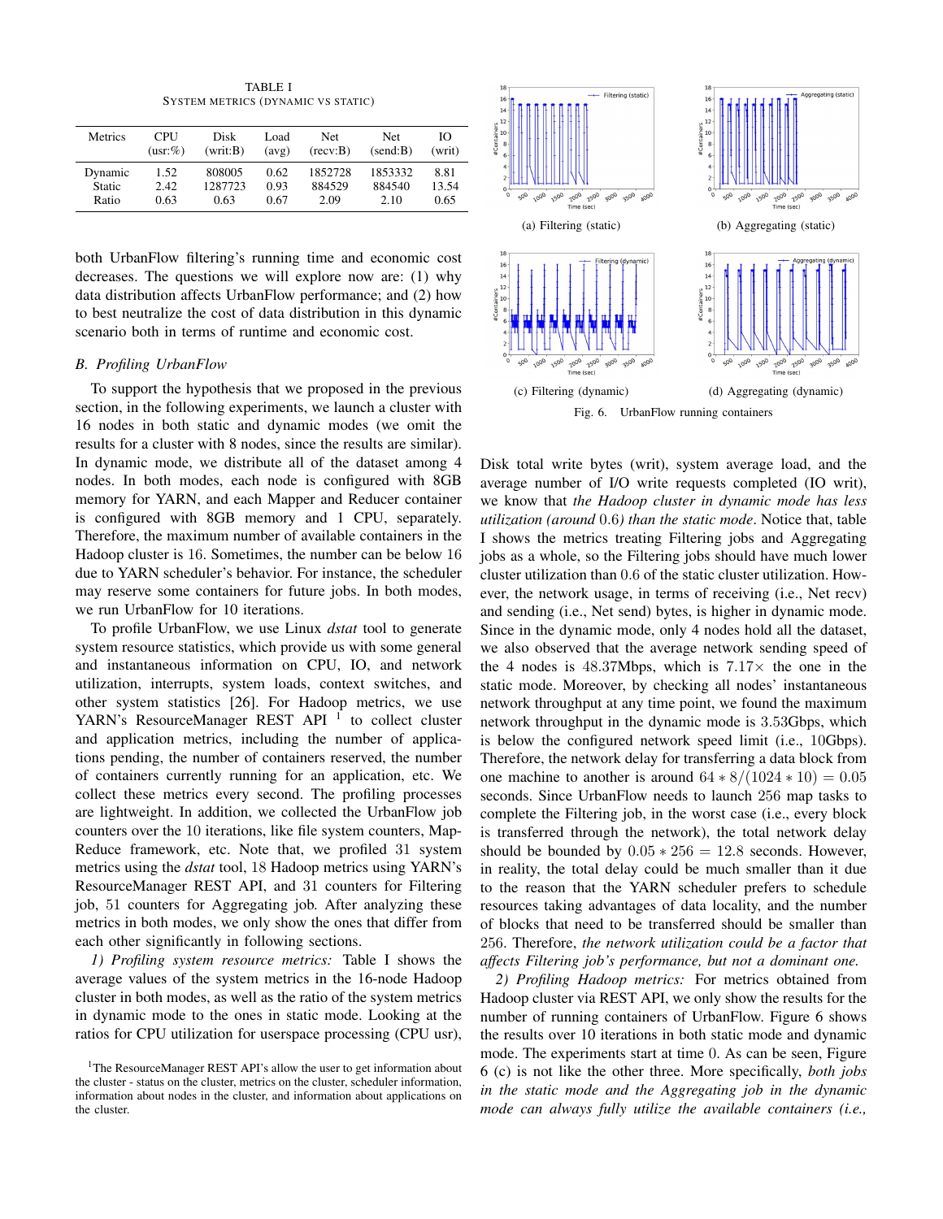TABLE I
SYSTEM METRICS (DYNAMIC VS STATIC)

| Metrics | CPU (usr:%) | Disk (writ:B) | Load (avg) | Net (recv:B) | Net (send:B) | IO (writ) |
|---|---|---|---|---|---|---|
| Dynamic | 1.52 | 808005 | 0.62 | 1852728 | 1853332 | 8.81 |
| Static | 2.42 | 1287723 | 0.93 | 884529 | 884540 | 13.54 |
| Ratio | 0.63 | 0.63 | 0.67 | 2.09 | 2.10 | 0.65 |

both UrbanFlow filtering's running time and economic cost decreases. The questions we will explore now are: (1) why data distribution affects UrbanFlow performance; and (2) how to best neutralize the cost of data distribution in this dynamic scenario both in terms of runtime and economic cost.

### B. Profiling UrbanFlow

To support the hypothesis that we proposed in the previous section, in the following experiments, we launch a cluster with 16 nodes in both static and dynamic modes (we omit the results for a cluster with 8 nodes, since the results are similar). In dynamic mode, we distribute all of the dataset among 4 nodes. In both modes, each node is configured with 8GB memory for YARN, and each Mapper and Reducer container is configured with 8GB memory and 1 CPU, separately. Therefore, the maximum number of available containers in the Hadoop cluster is 16. Sometimes, the number can be below 16 due to YARN scheduler's behavior. For instance, the scheduler may reserve some containers for future jobs. In both modes, we run UrbanFlow for 10 iterations.

To profile UrbanFlow, we use Linux *dstat* tool to generate system resource statistics, which provide us with some general and instantaneous information on CPU, IO, and network utilization, interrupts, system loads, context switches, and other system statistics [26]. For Hadoop metrics, we use YARN's ResourceManager REST API [1] to collect cluster and application metrics, including the number of applications pending, the number of containers reserved, the number of containers currently running for an application, etc. We collect these metrics every second. The profiling processes are lightweight. In addition, we collected the UrbanFlow job counters over the 10 iterations, like file system counters, MapReduce framework, etc. Note that, we profiled 31 system metrics using the *dstat* tool, 18 Hadoop metrics using YARN's ResourceManager REST API, and 31 counters for Filtering job, 51 counters for Aggregating job. After analyzing these metrics in both modes, we only show the ones that differ from each other significantly in following sections.

*1) Profiling system resource metrics:* Table I shows the average values of the system metrics in the 16-node Hadoop cluster in both modes, as well as the ratio of the system metrics in dynamic mode to the ones in static mode. Looking at the ratios for CPU utilization for userspace processing (CPU usr), Disk total write bytes (writ), system average load, and the average number of I/O write requests completed (IO writ), we know that *the Hadoop cluster in dynamic mode has less utilization (around* $0.6$*) than the static mode*. Notice that, table I shows the metrics treating Filtering jobs and Aggregating jobs as a whole, so the Filtering jobs should have much lower cluster utilization than $0.6$ of the static cluster utilization. However, the network usage, in terms of receiving (i.e., Net recv) and sending (i.e., Net send) bytes, is higher in dynamic mode. Since in the dynamic mode, only 4 nodes hold all the dataset, we also observed that the average network sending speed of the 4 nodes is $48.37$Mbps, which is $7.17\times$ the one in the static mode. Moreover, by checking all nodes' instantaneous network throughput at any time point, we found the maximum network throughput in the dynamic mode is $3.53$Gbps, which is below the configured network speed limit (i.e., $10$Gbps). Therefore, the network delay for transferring a data block from one machine to another is around $64 * 8/(1024 * 10) = 0.05$ seconds. Since UrbanFlow needs to launch $256$ map tasks to complete the Filtering job, in the worst case (i.e., every block is transferred through the network), the total network delay should be bounded by $0.05 * 256 = 12.8$ seconds. However, in reality, the total delay could be much smaller than it due to the reason that the YARN scheduler prefers to schedule resources taking advantages of data locality, and the number of blocks that need to be transferred should be smaller than $256$. Therefore, *the network utilization could be a factor that affects Filtering job's performance, but not a dominant one.*

Filtering (static)
#Containers
Time (sec)

(a) Filtering (static)

Aggregating (static)
#Containers
Time (sec)

(b) Aggregating (static)

Filtering (dynamic)
#Containers
Time (sec)

(c) Filtering (dynamic)

Aggregating (dynamic)
#Containers
Time (sec)

(d) Aggregating (dynamic)

Fig. 6. UrbanFlow running containers

*2) Profiling Hadoop metrics:* For metrics obtained from Hadoop cluster via REST API, we only show the results for the number of running containers of UrbanFlow. Figure 6 shows the results over 10 iterations in both static mode and dynamic mode. The experiments start at time 0. As can be seen, Figure 6 (c) is not like the other three. More specifically, *both jobs in the static mode and the Aggregating job in the dynamic mode can always fully utilize the available containers (i.e.,*

[1] The ResourceManager REST API's allow the user to get information about the cluster - status on the cluster, metrics on the cluster, scheduler information, information about nodes in the cluster, and information about applications on the cluster.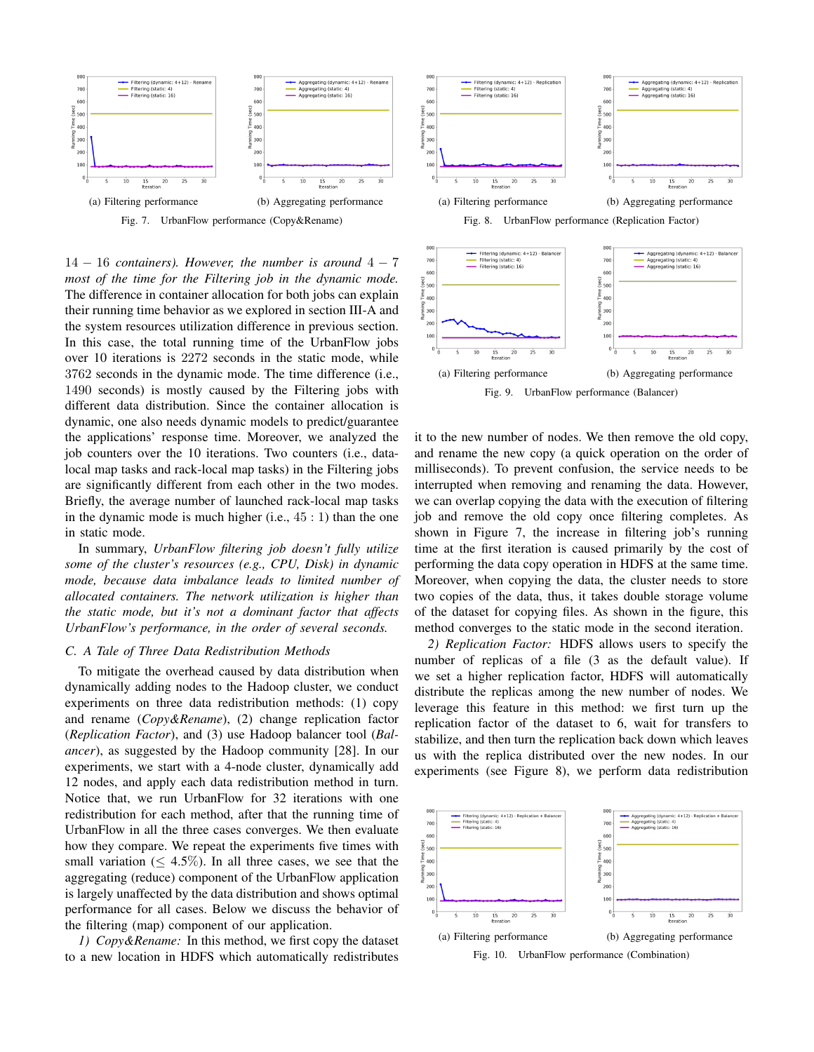800
700
600
500
400
300
200
100
0
Running Time (sec)
5 10 15 20 25 30
Iteration
Filtering (dynamic: 4+12) - Rename
Filtering (static: 4)
Filtering (static: 16)

(a) Filtering performance

800
700
600
500
400
300
200
100
0
Running Time (sec)
5 10 15 20 25 30
Iteration
Aggregating (dynamic: 4+12) - Rename
Aggregating (static: 4)
Aggregating (static: 16)

(b) Aggregating performance

Fig. 7. UrbanFlow performance (Copy&Rename)

800
700
600
500
400
300
200
100
0
Running Time (sec)
5 10 15 20 25 30
Iteration
Filtering (dynamic: 4+12) - Replication
Filtering (static: 4)
Filtering (static: 16)

(a) Filtering performance

800
700
600
500
400
300
200
100
0
Running Time (sec)
5 10 15 20 25 30
Iteration
Aggregating (dynamic: 4+12) - Replication
Aggregating (static: 4)
Aggregating (static: 16)

(b) Aggregating performance

Fig. 8. UrbanFlow performance (Replication Factor)

800
700
600
500
400
300
200
100
0
Running Time (sec)
5 10 15 20 25 30
Iteration
Filtering (dynamic: 4+12) - Balancer
Filtering (static: 4)
Filtering (static: 16)

(a) Filtering performance

800
700
600
500
400
300
200
100
0
Running Time (sec)
5 10 15 20 25 30
Iteration
Aggregating (dynamic: 4+12) - Balancer
Aggregating (static: 4)
Aggregating (static: 16)

(b) Aggregating performance

Fig. 9. UrbanFlow performance (Balancer)

$14-16$ *containers). However, the number is around* $4-7$ *most of the time for the Filtering job in the dynamic mode.* The difference in container allocation for both jobs can explain their running time behavior as we explored in section III-A and the system resources utilization difference in previous section. In this case, the total running time of the UrbanFlow jobs over 10 iterations is 2272 seconds in the static mode, while 3762 seconds in the dynamic mode. The time difference (i.e., 1490 seconds) is mostly caused by the Filtering jobs with different data distribution. Since the container allocation is dynamic, one also needs dynamic models to predict/guarantee the applications' response time. Moreover, we analyzed the job counters over the 10 iterations. Two counters (i.e., data-local map tasks and rack-local map tasks) in the Filtering jobs are significantly different from each other in the two modes. Briefly, the average number of launched rack-local map tasks in the dynamic mode is much higher (i.e., $45:1$) than the one in static mode.

In summary, *UrbanFlow filtering job doesn't fully utilize some of the cluster's resources (e.g., CPU, Disk) in dynamic mode, because data imbalance leads to limited number of allocated containers. The network utilization is higher than the static mode, but it's not a dominant factor that affects UrbanFlow's performance, in the order of several seconds.*

### C. A Tale of Three Data Redistribution Methods

To mitigate the overhead caused by data distribution when dynamically adding nodes to the Hadoop cluster, we conduct experiments on three data redistribution methods: (1) copy and rename (*Copy&Rename*), (2) change replication factor (*Replication Factor*), and (3) use Hadoop balancer tool (*Balancer*), as suggested by the Hadoop community [28]. In our experiments, we start with a 4-node cluster, dynamically add 12 nodes, and apply each data redistribution method in turn. Notice that, we run UrbanFlow for 32 iterations with one redistribution for each method, after that the running time of UrbanFlow in all the three cases converges. We then evaluate how they compare. We repeat the experiments five times with small variation ($\leq 4.5\%$). In all three cases, we see that the aggregating (reduce) component of the UrbanFlow application is largely unaffected by the data distribution and shows optimal performance for all cases. Below we discuss the behavior of the filtering (map) component of our application.

*1) Copy&Rename:* In this method, we first copy the dataset to a new location in HDFS which automatically redistributes it to the new number of nodes. We then remove the old copy, and rename the new copy (a quick operation on the order of milliseconds). To prevent confusion, the service needs to be interrupted when removing and renaming the data. However, we can overlap copying the data with the execution of filtering job and remove the old copy once filtering completes. As shown in Figure 7, the increase in filtering job's running time at the first iteration is caused primarily by the cost of performing the data copy operation in HDFS at the same time. Moreover, when copying the data, the cluster needs to store two copies of the data, thus, it takes double storage volume of the dataset for copying files. As shown in the figure, this method converges to the static mode in the second iteration.

*2) Replication Factor:* HDFS allows users to specify the number of replicas of a file (3 as the default value). If we set a higher replication factor, HDFS will automatically distribute the replicas among the new number of nodes. We leverage this feature in this method: we first turn up the replication factor of the dataset to 6, wait for transfers to stabilize, and then turn the replication back down which leaves us with the replica distributed over the new nodes. In our experiments (see Figure 8), we perform data redistribution

800
700
600
500
400
300
200
100
0
Running Time (sec)
5 10 15 20 25 30
Iteration
Filtering (dynamic: 4+12) - Replication + Balancer
Filtering (static: 4)
Filtering (static: 16)

(a) Filtering performance

800
700
600
500
400
300
200
100
0
Running Time (sec)
5 10 15 20 25 30
Iteration
Aggregating (dynamic: 4+12) - Replication + Balancer
Aggregating (static: 4)
Aggregating (static: 16)

(b) Aggregating performance

Fig. 10. UrbanFlow performance (Combination)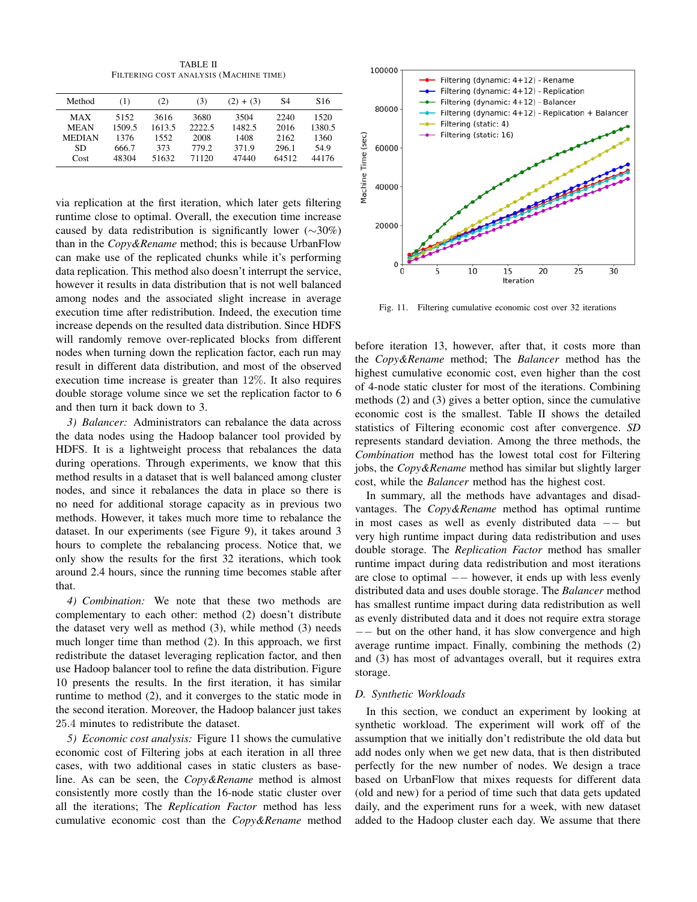TABLE II
FILTERING COST ANALYSIS (MACHINE TIME)

| Method | (1) | (2) | (3) | (2) + (3) | S4 | S16 |
|---|---|---|---|---|---|---|
| MAX | 5152 | 3616 | 3680 | 3504 | 2240 | 1520 |
| MEAN | 1509.5 | 1613.5 | 2222.5 | 1482.5 | 2016 | 1380.5 |
| MEDIAN | 1376 | 1552 | 2008 | 1408 | 2162 | 1360 |
| SD | 666.7 | 373 | 779.2 | 371.9 | 296.1 | 54.9 |
| Cost | 48304 | 51632 | 71120 | 47440 | 64512 | 44176 |

via replication at the first iteration, which later gets filtering runtime close to optimal. Overall, the execution time increase caused by data redistribution is significantly lower (∼30%) than in the *Copy&Rename* method; this is because UrbanFlow can make use of the replicated chunks while it's performing data replication. This method also doesn't interrupt the service, however it results in data distribution that is not well balanced among nodes and the associated slight increase in average execution time after redistribution. Indeed, the execution time increase depends on the resulted data distribution. Since HDFS will randomly remove over-replicated blocks from different nodes when turning down the replication factor, each run may result in different data distribution, and most of the observed execution time increase is greater than 12%. It also requires double storage volume since we set the replication factor to 6 and then turn it back down to 3.

*3) Balancer:* Administrators can rebalance the data across the data nodes using the Hadoop balancer tool provided by HDFS. It is a lightweight process that rebalances the data during operations. Through experiments, we know that this method results in a dataset that is well balanced among cluster nodes, and since it rebalances the data in place so there is no need for additional storage capacity as in previous two methods. However, it takes much more time to rebalance the dataset. In our experiments (see Figure 9), it takes around 3 hours to complete the rebalancing process. Notice that, we only show the results for the first 32 iterations, which took around 2.4 hours, since the running time becomes stable after that.

*4) Combination:* We note that these two methods are complementary to each other: method (2) doesn't distribute the dataset very well as method (3), while method (3) needs much longer time than method (2). In this approach, we first redistribute the dataset leveraging replication factor, and then use Hadoop balancer tool to refine the data distribution. Figure 10 presents the results. In the first iteration, it has similar runtime to method (2), and it converges to the static mode in the second iteration. Moreover, the Hadoop balancer just takes 25.4 minutes to redistribute the dataset.

*5) Economic cost analysis:* Figure 11 shows the cumulative economic cost of Filtering jobs at each iteration in all three cases, with two additional cases in static clusters as baseline. As can be seen, the *Copy&Rename* method is almost consistently more costly than the 16-node static cluster over all the iterations; The *Replication Factor* method has less cumulative economic cost than the *Copy&Rename* method before iteration 13, however, after that, it costs more than the *Copy&Rename* method; The *Balancer* method has the highest cumulative economic cost, even higher than the cost of 4-node static cluster for most of the iterations. Combining methods (2) and (3) gives a better option, since the cumulative economic cost is the smallest. Table II shows the detailed statistics of Filtering economic cost after convergence. *SD* represents standard deviation. Among the three methods, the *Combination* method has the lowest total cost for Filtering jobs, the *Copy&Rename* method has similar but slightly larger cost, while the *Balancer* method has the highest cost.

Machine Time (sec)
100000
80000
60000
40000
20000
0
0 5 10 15 20 25 30
Iteration
Filtering (dynamic: 4+12) - Rename
Filtering (dynamic: 4+12) - Replication
Filtering (dynamic: 4+12) - Balancer
Filtering (dynamic: 4+12) - Replication + Balancer
Filtering (static: 4)
Filtering (static: 16)

Fig. 11. Filtering cumulative economic cost over 32 iterations

In summary, all the methods have advantages and disadvantages. The *Copy&Rename* method has optimal runtime in most cases as well as evenly distributed data −− but very high runtime impact during data redistribution and uses double storage. The *Replication Factor* method has smaller runtime impact during data redistribution and most iterations are close to optimal −− however, it ends up with less evenly distributed data and uses double storage. The *Balancer* method has smallest runtime impact during data redistribution as well as evenly distributed data and it does not require extra storage −− but on the other hand, it has slow convergence and high average runtime impact. Finally, combining the methods (2) and (3) has most of advantages overall, but it requires extra storage.

### D. Synthetic Workloads

In this section, we conduct an experiment by looking at synthetic workload. The experiment will work off of the assumption that we initially don't redistribute the old data but add nodes only when we get new data, that is then distributed perfectly for the new number of nodes. We design a trace based on UrbanFlow that mixes requests for different data (old and new) for a period of time such that data gets updated daily, and the experiment runs for a week, with new dataset added to the Hadoop cluster each day. We assume that there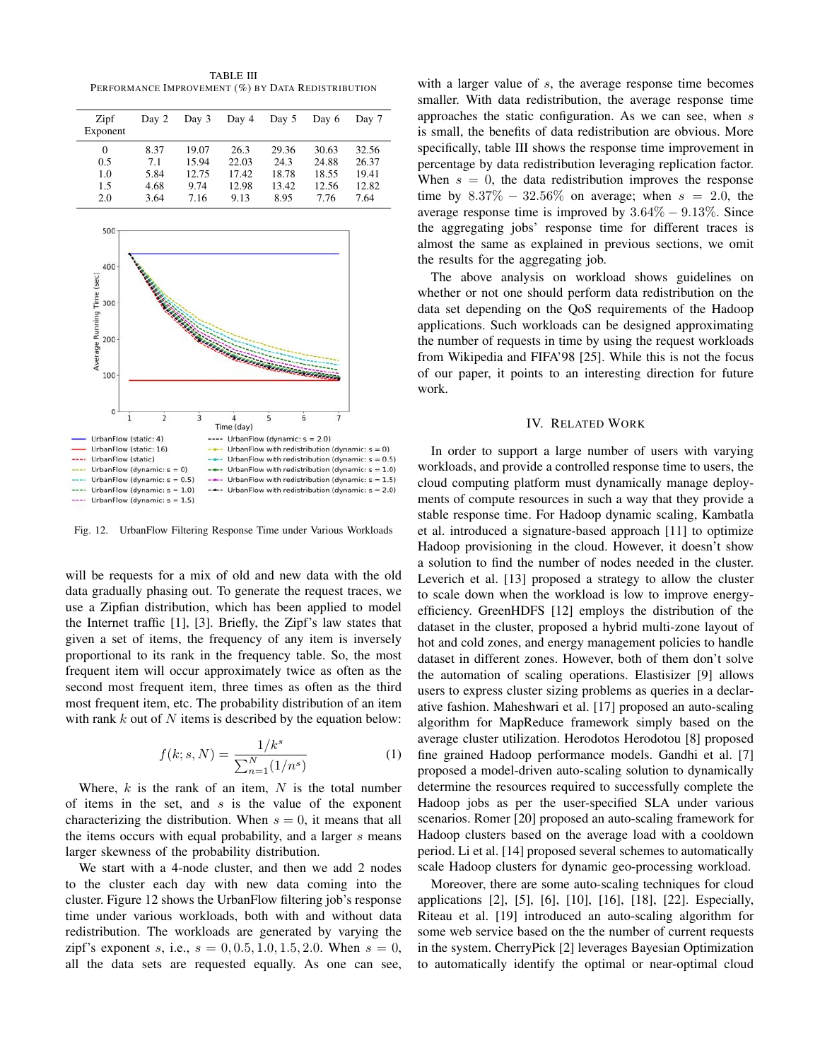TABLE III
PERFORMANCE IMPROVEMENT (%) BY DATA REDISTRIBUTION

| Zipf Exponent | Day 2 | Day 3 | Day 4 | Day 5 | Day 6 | Day 7 |
|---|---|---|---|---|---|---|
| 0 | 8.37 | 19.07 | 26.3 | 29.36 | 30.63 | 32.56 |
| 0.5 | 7.1 | 15.94 | 22.03 | 24.3 | 24.88 | 26.37 |
| 1.0 | 5.84 | 12.75 | 17.42 | 18.78 | 18.55 | 19.41 |
| 1.5 | 4.68 | 9.74 | 12.98 | 13.42 | 12.56 | 12.82 |
| 2.0 | 3.64 | 7.16 | 9.13 | 8.95 | 7.76 | 7.64 |

Average Running Time (sec)
500
400
300
200
100
0
1 2 3 4 5 6 7
Time (day)

UrbanFlow (static: 4)
UrbanFlow (static: 16)
UrbanFlow (static)
UrbanFlow (dynamic: s = 0)
UrbanFlow (dynamic: s = 0.5)
UrbanFlow (dynamic: s = 1.0)
UrbanFlow (dynamic: s = 1.5)
UrbanFlow (dynamic: s = 2.0)
UrbanFlow with redistribution (dynamic: s = 0)
UrbanFlow with redistribution (dynamic: s = 0.5)
UrbanFlow with redistribution (dynamic: s = 1.0)
UrbanFlow with redistribution (dynamic: s = 1.5)
UrbanFlow with redistribution (dynamic: s = 2.0)

Fig. 12. UrbanFlow Filtering Response Time under Various Workloads

will be requests for a mix of old and new data with the old data gradually phasing out. To generate the request traces, we use a Zipfian distribution, which has been applied to model the Internet traffic [1], [3]. Briefly, the Zipf's law states that given a set of items, the frequency of any item is inversely proportional to its rank in the frequency table. So, the most frequent item will occur approximately twice as often as the second most frequent item, three times as often as the third most frequent item, etc. The probability distribution of an item with rank $k$ out of $N$ items is described by the equation below:

$$f(k; s, N) = \frac{1/k^s}{\sum_{n=1}^{N}(1/n^s)} \tag{1}$$

Where, $k$ is the rank of an item, $N$ is the total number of items in the set, and $s$ is the value of the exponent characterizing the distribution. When $s = 0$, it means that all the items occurs with equal probability, and a larger $s$ means larger skewness of the probability distribution.

We start with a 4-node cluster, and then we add 2 nodes to the cluster each day with new data coming into the cluster. Figure 12 shows the UrbanFlow filtering job's response time under various workloads, both with and without data redistribution. The workloads are generated by varying the zipf's exponent $s$, i.e., $s = 0, 0.5, 1.0, 1.5, 2.0$. When $s = 0$, all the data sets are requested equally. As one can see, with a larger value of $s$, the average response time becomes smaller. With data redistribution, the average response time approaches the static configuration. As we can see, when $s$ is small, the benefits of data redistribution are obvious. More specifically, table III shows the response time improvement in percentage by data redistribution leveraging replication factor. When $s = 0$, the data redistribution improves the response time by $8.37\% - 32.56\%$ on average; when $s = 2.0$, the average response time is improved by $3.64\% - 9.13\%$. Since the aggregating jobs' response time for different traces is almost the same as explained in previous sections, we omit the results for the aggregating job.

The above analysis on workload shows guidelines on whether or not one should perform data redistribution on the data set depending on the QoS requirements of the Hadoop applications. Such workloads can be designed approximating the number of requests in time by using the request workloads from Wikipedia and FIFA'98 [25]. While this is not the focus of our paper, it points to an interesting direction for future work.

## IV. RELATED WORK

In order to support a large number of users with varying workloads, and provide a controlled response time to users, the cloud computing platform must dynamically manage deployments of compute resources in such a way that they provide a stable response time. For Hadoop dynamic scaling, Kambatla et al. introduced a signature-based approach [11] to optimize Hadoop provisioning in the cloud. However, it doesn't show a solution to find the number of nodes needed in the cluster. Leverich et al. [13] proposed a strategy to allow the cluster to scale down when the workload is low to improve energy-efficiency. GreenHDFS [12] employs the distribution of the dataset in the cluster, proposed a hybrid multi-zone layout of hot and cold zones, and energy management policies to handle Hadoop clusters in different zones. However, both of them don't solve the automation of scaling operations. Elastisizer [9] allows users to express cluster sizing problems as queries in a declarative fashion. Maheshwari et al. [17] proposed an auto-scaling algorithm for MapReduce framework simply based on the average cluster utilization. Herodotos Herodotou [8] proposed fine grained Hadoop performance models. Gandhi et al. [7] proposed a model-driven auto-scaling solution to dynamically determine the resources required to successfully complete the Hadoop jobs as per the user-specified SLA under various scenarios. Romer [20] proposed an auto-scaling framework for Hadoop clusters based on the average load with a cooldown period. Li et al. [14] proposed several schemes to automatically scale Hadoop clusters for dynamic geo-processing workload.

Moreover, there are some auto-scaling techniques for cloud applications [2], [5], [6], [10], [16], [18], [22]. Especially, Riteau et al. [19] introduced an auto-scaling algorithm for some web service based on the the number of current requests in the system. CherryPick [2] leverages Bayesian Optimization to automatically identify the optimal or near-optimal cloud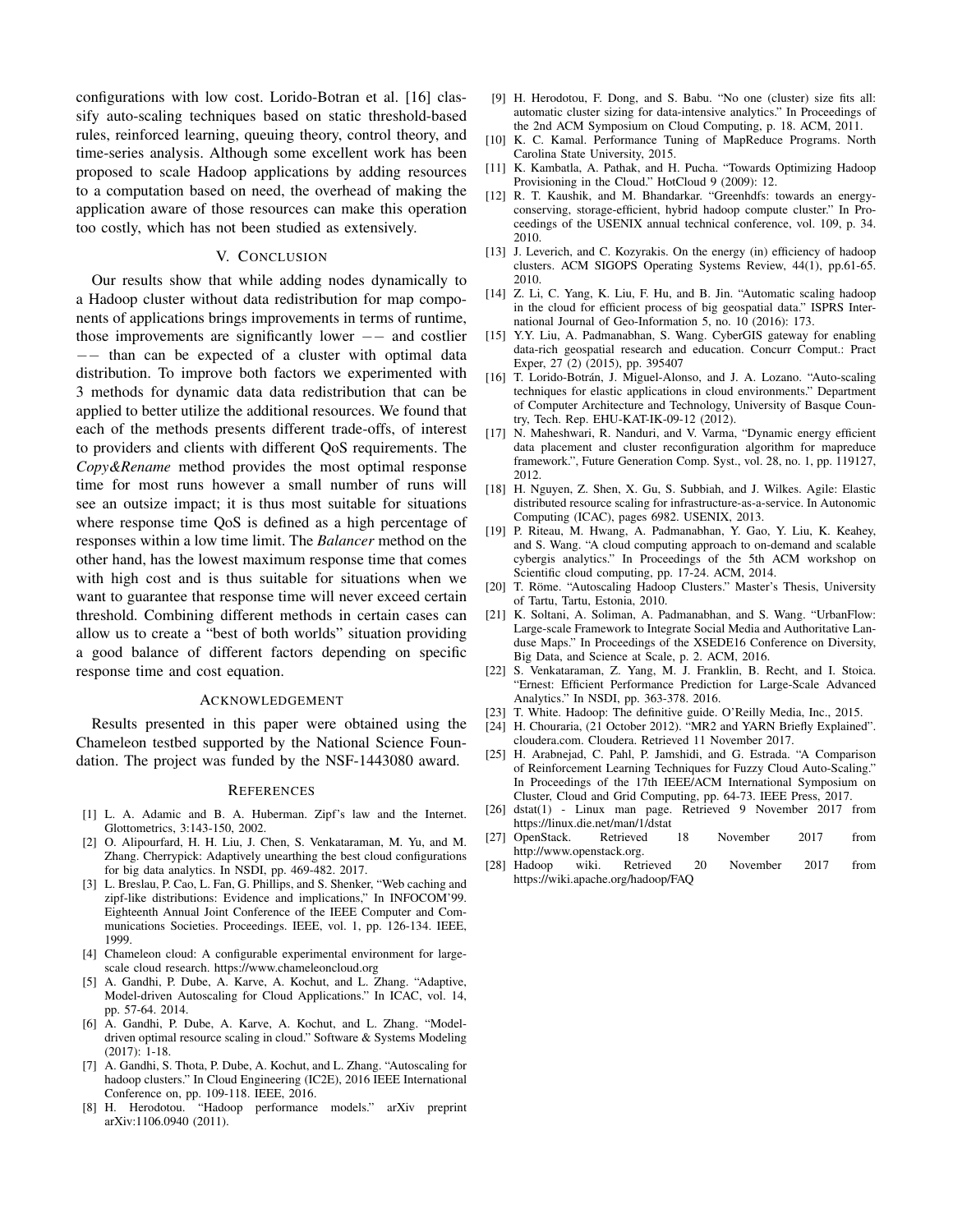configurations with low cost. Lorido-Botran et al. [16] classify auto-scaling techniques based on static threshold-based rules, reinforced learning, queuing theory, control theory, and time-series analysis. Although some excellent work has been proposed to scale Hadoop applications by adding resources to a computation based on need, the overhead of making the application aware of those resources can make this operation too costly, which has not been studied as extensively.

## V. Conclusion

Our results show that while adding nodes dynamically to a Hadoop cluster without data redistribution for map components of applications brings improvements in terms of runtime, those improvements are significantly lower −− and costlier −− than can be expected of a cluster with optimal data distribution. To improve both factors we experimented with 3 methods for dynamic data data redistribution that can be applied to better utilize the additional resources. We found that each of the methods presents different trade-offs, of interest to providers and clients with different QoS requirements. The *Copy&Rename* method provides the most optimal response time for most runs however a small number of runs will see an outsize impact; it is thus most suitable for situations where response time QoS is defined as a high percentage of responses within a low time limit. The *Balancer* method on the other hand, has the lowest maximum response time that comes with high cost and is thus suitable for situations when we want to guarantee that response time will never exceed certain threshold. Combining different methods in certain cases can allow us to create a "best of both worlds" situation providing a good balance of different factors depending on specific response time and cost equation.

## Acknowledgement

Results presented in this paper were obtained using the Chameleon testbed supported by the National Science Foundation. The project was funded by the NSF-1443080 award.

## References

[1] L. A. Adamic and B. A. Huberman. Zipf's law and the Internet. Glottometrics, 3:143-150, 2002.

[2] O. Alipourfard, H. H. Liu, J. Chen, S. Venkataraman, M. Yu, and M. Zhang. Cherrypick: Adaptively unearthing the best cloud configurations for big data analytics. In NSDI, pp. 469-482. 2017.

[3] L. Breslau, P. Cao, L. Fan, G. Phillips, and S. Shenker, "Web caching and zipf-like distributions: Evidence and implications," In INFOCOM'99. Eighteenth Annual Joint Conference of the IEEE Computer and Communications Societies. Proceedings. IEEE, vol. 1, pp. 126-134. IEEE, 1999.

[4] Chameleon cloud: A configurable experimental environment for large-scale cloud research. https://www.chameleoncloud.org

[5] A. Gandhi, P. Dube, A. Karve, A. Kochut, and L. Zhang. "Adaptive, Model-driven Autoscaling for Cloud Applications." In ICAC, vol. 14, pp. 57-64. 2014.

[6] A. Gandhi, P. Dube, A. Karve, A. Kochut, and L. Zhang. "Model-driven optimal resource scaling in cloud." Software & Systems Modeling (2017): 1-18.

[7] A. Gandhi, S. Thota, P. Dube, A. Kochut, and L. Zhang. "Autoscaling for hadoop clusters." In Cloud Engineering (IC2E), 2016 IEEE International Conference on, pp. 109-118. IEEE, 2016.

[8] H. Herodotou. "Hadoop performance models." arXiv preprint arXiv:1106.0940 (2011).

[9] H. Herodotou, F. Dong, and S. Babu. "No one (cluster) size fits all: automatic cluster sizing for data-intensive analytics." In Proceedings of the 2nd ACM Symposium on Cloud Computing, p. 18. ACM, 2011.

[10] K. C. Kamal. Performance Tuning of MapReduce Programs. North Carolina State University, 2015.

[11] K. Kambatla, A. Pathak, and H. Pucha. "Towards Optimizing Hadoop Provisioning in the Cloud." HotCloud 9 (2009): 12.

[12] R. T. Kaushik, and M. Bhandarkar. "Greenhdfs: towards an energy-conserving, storage-efficient, hybrid hadoop compute cluster." In Proceedings of the USENIX annual technical conference, vol. 109, p. 34. 2010.

[13] J. Leverich, and C. Kozyrakis. On the energy (in) efficiency of hadoop clusters. ACM SIGOPS Operating Systems Review, 44(1), pp.61-65. 2010.

[14] Z. Li, C. Yang, K. Liu, F. Hu, and B. Jin. "Automatic scaling hadoop in the cloud for efficient process of big geospatial data." ISPRS International Journal of Geo-Information 5, no. 10 (2016): 173.

[15] Y.Y. Liu, A. Padmanabhan, S. Wang. CyberGIS gateway for enabling data-rich geospatial research and education. Concurr Comput.: Pract Exper, 27 (2) (2015), pp. 395407

[16] T. Lorido-Botrán, J. Miguel-Alonso, and J. A. Lozano. "Auto-scaling techniques for elastic applications in cloud environments." Department of Computer Architecture and Technology, University of Basque Country, Tech. Rep. EHU-KAT-IK-09-12 (2012).

[17] N. Maheshwari, R. Nanduri, and V. Varma, "Dynamic energy efficient data placement and cluster reconfiguration algorithm for mapreduce framework.", Future Generation Comp. Syst., vol. 28, no. 1, pp. 119127, 2012.

[18] H. Nguyen, Z. Shen, X. Gu, S. Subbiah, and J. Wilkes. Agile: Elastic distributed resource scaling for infrastructure-as-a-service. In Autonomic Computing (ICAC), pages 6982. USENIX, 2013.

[19] P. Riteau, M. Hwang, A. Padmanabhan, Y. Gao, Y. Liu, K. Keahey, and S. Wang. "A cloud computing approach to on-demand and scalable cybergis analytics." In Proceedings of the 5th ACM workshop on Scientific cloud computing, pp. 17-24. ACM, 2014.

[20] T. Röme. "Autoscaling Hadoop Clusters." Master's Thesis, University of Tartu, Tartu, Estonia, 2010.

[21] K. Soltani, A. Soliman, A. Padmanabhan, and S. Wang. "UrbanFlow: Large-scale Framework to Integrate Social Media and Authoritative Landuse Maps." In Proceedings of the XSEDE16 Conference on Diversity, Big Data, and Science at Scale, p. 2. ACM, 2016.

[22] S. Venkataraman, Z. Yang, M. J. Franklin, B. Recht, and I. Stoica. "Ernest: Efficient Performance Prediction for Large-Scale Advanced Analytics." In NSDI, pp. 363-378. 2016.

[23] T. White. Hadoop: The definitive guide. O'Reilly Media, Inc., 2015.

[24] H. Chouraria, (21 October 2012). "MR2 and YARN Briefly Explained". cloudera.com. Cloudera. Retrieved 11 November 2017.

[25] H. Arabnejad, C. Pahl, P. Jamshidi, and G. Estrada. "A Comparison of Reinforcement Learning Techniques for Fuzzy Cloud Auto-Scaling." In Proceedings of the 17th IEEE/ACM International Symposium on Cluster, Cloud and Grid Computing, pp. 64-73. IEEE Press, 2017.

[26] dstat(1) - Linux man page. Retrieved 9 November 2017 from https://linux.die.net/man/1/dstat

[27] OpenStack. Retrieved 18 November 2017 from http://www.openstack.org.

[28] Hadoop wiki. Retrieved 20 November 2017 from https://wiki.apache.org/hadoop/FAQ